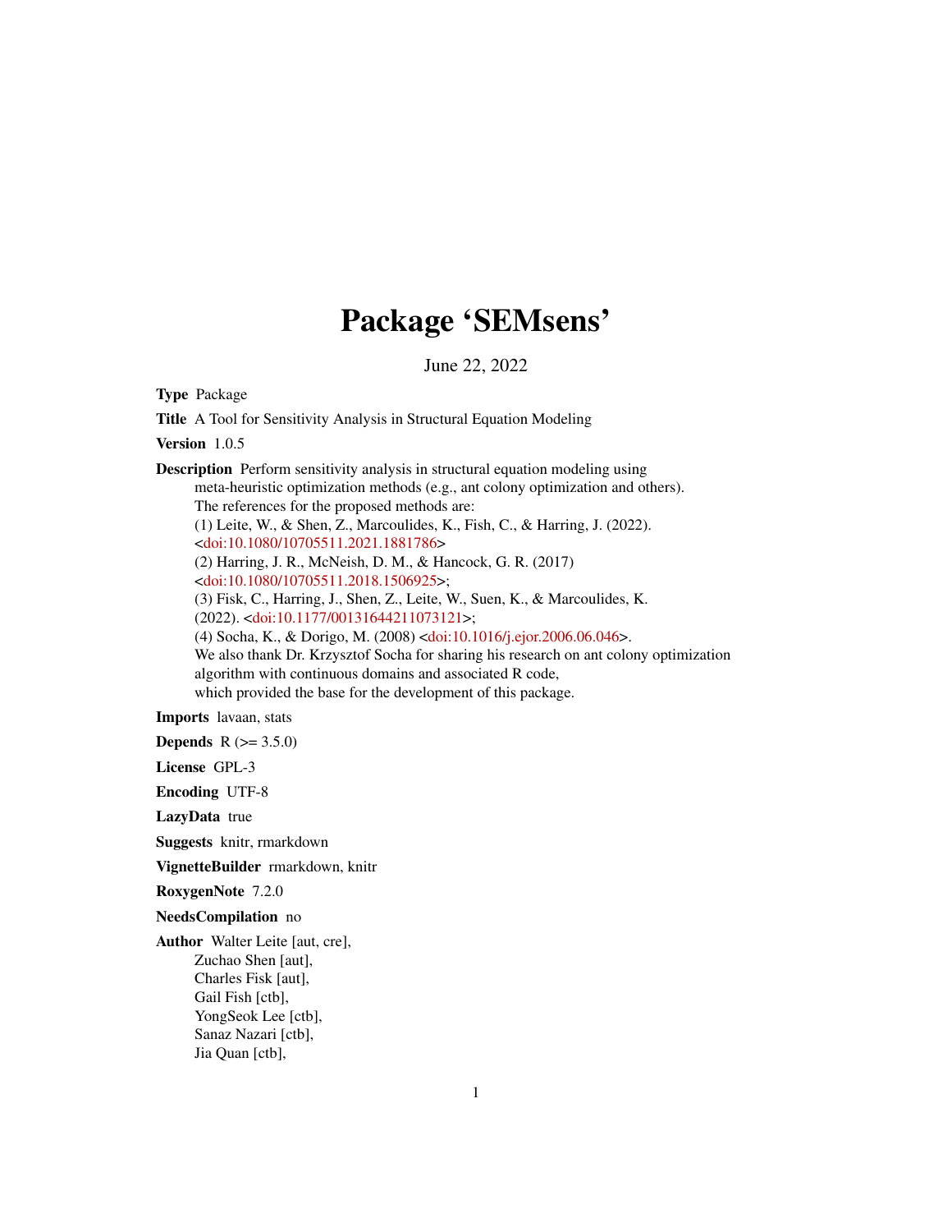# Package 'SEMsens'

June 22, 2022

**Type** Package

**Title** A Tool for Sensitivity Analysis in Structural Equation Modeling

**Version** 1.0.5

**Description** Perform sensitivity analysis in structural equation modeling using meta-heuristic optimization methods (e.g., ant colony optimization and others).
The references for the proposed methods are:
(1) Leite, W., & Shen, Z., Marcoulides, K., Fish, C., & Harring, J. (2022). <doi:10.1080/10705511.2021.1881786>
(2) Harring, J. R., McNeish, D. M., & Hancock, G. R. (2017) <doi:10.1080/10705511.2018.1506925>;
(3) Fisk, C., Harring, J., Shen, Z., Leite, W., Suen, K., & Marcoulides, K. (2022). <doi:10.1177/00131644211073121>;
(4) Socha, K., & Dorigo, M. (2008) <doi:10.1016/j.ejor.2006.06.046>.
We also thank Dr. Krzysztof Socha for sharing his research on ant colony optimization algorithm with continuous domains and associated R code, which provided the base for the development of this package.

**Imports** lavaan, stats

**Depends** R (>= 3.5.0)

**License** GPL-3

**Encoding** UTF-8

**LazyData** true

**Suggests** knitr, rmarkdown

**VignetteBuilder** rmarkdown, knitr

**RoxygenNote** 7.2.0

**NeedsCompilation** no

**Author** Walter Leite [aut, cre],
Zuchao Shen [aut],
Charles Fisk [aut],
Gail Fish [ctb],
YongSeok Lee [ctb],
Sanaz Nazari [ctb],
Jia Quan [ctb],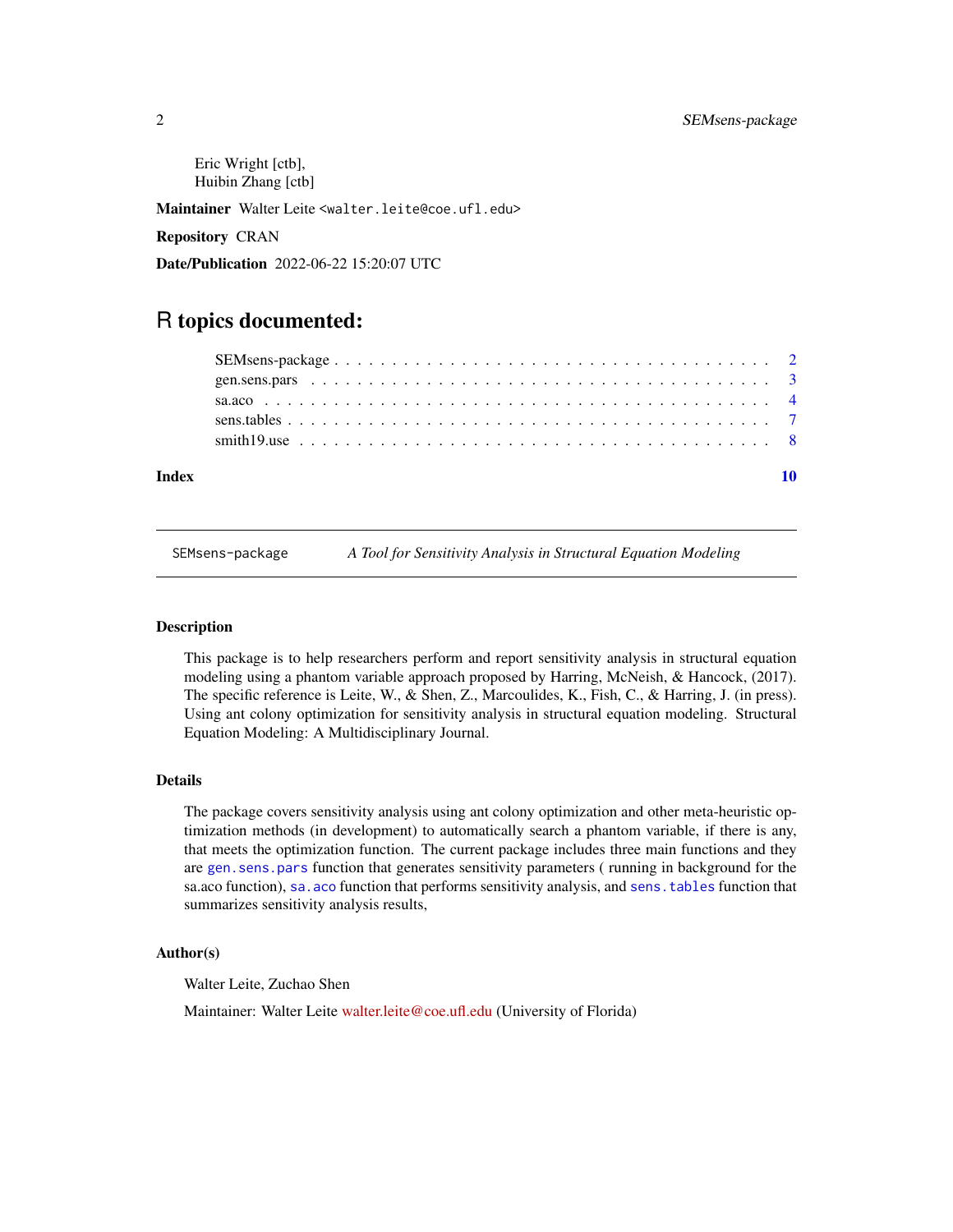Eric Wright [ctb],
Huibin Zhang [ctb]

**Maintainer** Walter Leite <walter.leite@coe.ufl.edu>

**Repository** CRAN

**Date/Publication** 2022-06-22 15:20:07 UTC

# R topics documented:

- SEMsens-package . . . . . . . . . . . . . . . . . . . . . . . . . . . . . . . . . . 2
- gen.sens.pars . . . . . . . . . . . . . . . . . . . . . . . . . . . . . . . . . . . 3
- sa.aco . . . . . . . . . . . . . . . . . . . . . . . . . . . . . . . . . . . . . . . 4
- sens.tables . . . . . . . . . . . . . . . . . . . . . . . . . . . . . . . . . . . . 7
- smith19.use . . . . . . . . . . . . . . . . . . . . . . . . . . . . . . . . . . . . 8

**Index** 10

---

## SEMsens-package — *A Tool for Sensitivity Analysis in Structural Equation Modeling*

### Description

This package is to help researchers perform and report sensitivity analysis in structural equation modeling using a phantom variable approach proposed by Harring, McNeish, & Hancock, (2017). The specific reference is Leite, W., & Shen, Z., Marcoulides, K., Fish, C., & Harring, J. (in press). Using ant colony optimization for sensitivity analysis in structural equation modeling. Structural Equation Modeling: A Multidisciplinary Journal.

### Details

The package covers sensitivity analysis using ant colony optimization and other meta-heuristic optimization methods (in development) to automatically search a phantom variable, if there is any, that meets the optimization function. The current package includes three main functions and they are `gen.sens.pars` function that generates sensitivity parameters ( running in background for the sa.aco function), `sa.aco` function that performs sensitivity analysis, and `sens.tables` function that summarizes sensitivity analysis results,

### Author(s)

Walter Leite, Zuchao Shen

Maintainer: Walter Leite walter.leite@coe.ufl.edu (University of Florida)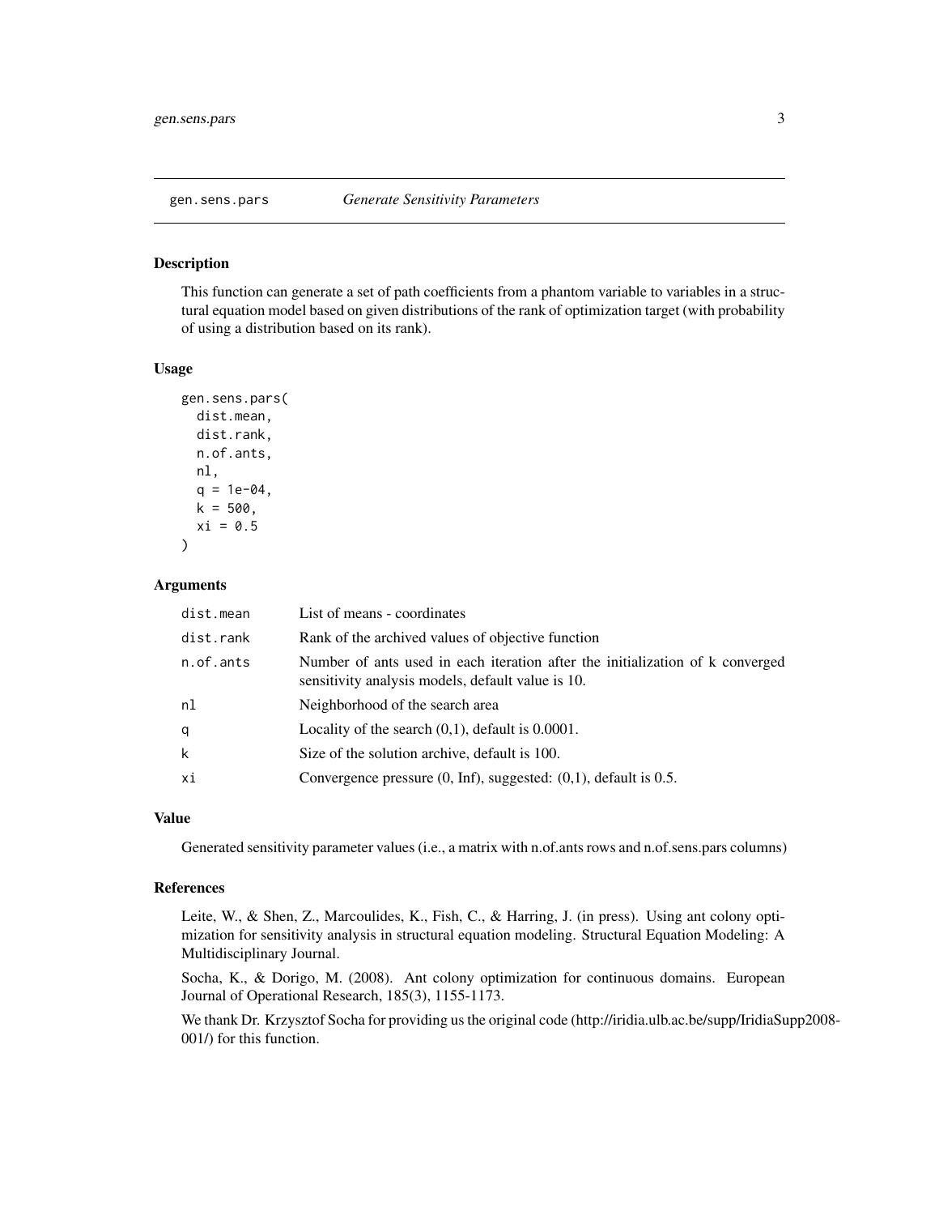## gen.sens.pars *Generate Sensitivity Parameters*

### Description

This function can generate a set of path coefficients from a phantom variable to variables in a structural equation model based on given distributions of the rank of optimization target (with probability of using a distribution based on its rank).

### Usage

```
gen.sens.pars(
  dist.mean,
  dist.rank,
  n.of.ants,
  nl,
  q = 1e-04,
  k = 500,
  xi = 0.5
)
```

### Arguments

| | |
|---|---|
| dist.mean | List of means - coordinates |
| dist.rank | Rank of the archived values of objective function |
| n.of.ants | Number of ants used in each iteration after the initialization of k converged sensitivity analysis models, default value is 10. |
| nl | Neighborhood of the search area |
| q | Locality of the search (0,1), default is 0.0001. |
| k | Size of the solution archive, default is 100. |
| xi | Convergence pressure (0, Inf), suggested: (0,1), default is 0.5. |

### Value

Generated sensitivity parameter values (i.e., a matrix with n.of.ants rows and n.of.sens.pars columns)

### References

Leite, W., & Shen, Z., Marcoulides, K., Fish, C., & Harring, J. (in press). Using ant colony optimization for sensitivity analysis in structural equation modeling. Structural Equation Modeling: A Multidisciplinary Journal.

Socha, K., & Dorigo, M. (2008). Ant colony optimization for continuous domains. European Journal of Operational Research, 185(3), 1155-1173.

We thank Dr. Krzysztof Socha for providing us the original code (http://iridia.ulb.ac.be/supp/IridiaSupp2008-001/) for this function.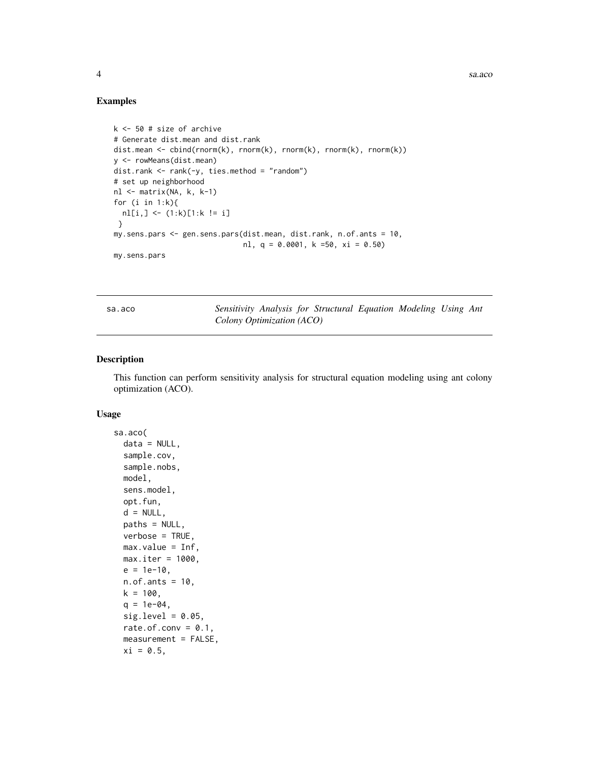## Examples

```
k <- 50 # size of archive
# Generate dist.mean and dist.rank
dist.mean <- cbind(rnorm(k), rnorm(k), rnorm(k), rnorm(k), rnorm(k))
y <- rowMeans(dist.mean)
dist.rank <- rank(-y, ties.method = "random")
# set up neighborhood
nl <- matrix(NA, k, k-1)
for (i in 1:k){
  nl[i,] <- (1:k)[1:k != i]
 }
my.sens.pars <- gen.sens.pars(dist.mean, dist.rank, n.of.ants = 10,
                              nl, q = 0.0001, k =50, xi = 0.50)
my.sens.pars
```

---

sa.aco — *Sensitivity Analysis for Structural Equation Modeling Using Ant Colony Optimization (ACO)*

---

## Description

This function can perform sensitivity analysis for structural equation modeling using ant colony optimization (ACO).

## Usage

```
sa.aco(
  data = NULL,
  sample.cov,
  sample.nobs,
  model,
  sens.model,
  opt.fun,
  d = NULL,
  paths = NULL,
  verbose = TRUE,
  max.value = Inf,
  max.iter = 1000,
  e = 1e-10,
  n.of.ants = 10,
  k = 100,
  q = 1e-04,
  sig.level = 0.05,
  rate.of.conv = 0.1,
  measurement = FALSE,
  xi = 0.5,
```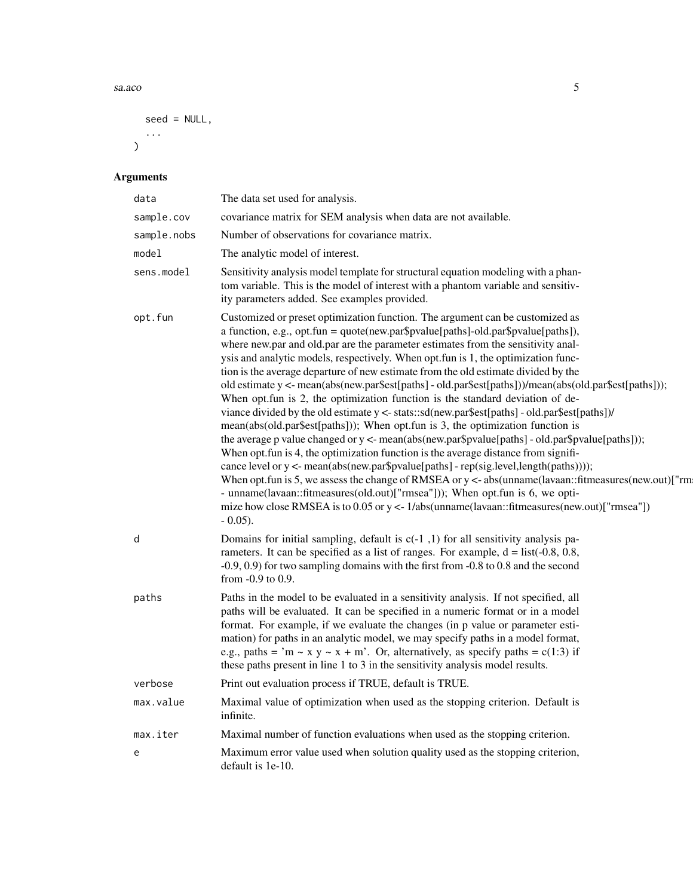```
  seed = NULL,
  ...
)
```

## Arguments

| | |
|---|---|
| data | The data set used for analysis. |
| sample.cov | covariance matrix for SEM analysis when data are not available. |
| sample.nobs | Number of observations for covariance matrix. |
| model | The analytic model of interest. |
| sens.model | Sensitivity analysis model template for structural equation modeling with a phantom variable. This is the model of interest with a phantom variable and sensitivity parameters added. See examples provided. |
| opt.fun | Customized or preset optimization function. The argument can be customized as a function, e.g., opt.fun = quote(new.par$pvalue[paths]-old.par$pvalue[paths]), where new.par and old.par are the parameter estimates from the sensitivity analysis and analytic models, respectively. When opt.fun is 1, the optimization function is the average departure of new estimate from the old estimate divided by the old estimate y <- mean(abs(new.par$est[paths] - old.par$est[paths]))/mean(abs(old.par$est[paths])); When opt.fun is 2, the optimization function is the standard deviation of deviance divided by the old estimate y <- stats::sd(new.par$est[paths] - old.par$est[paths])/ mean(abs(old.par$est[paths])); When opt.fun is 3, the optimization function is the average p value changed or y <- mean(abs(new.par$pvalue[paths] - old.par$pvalue[paths])); When opt.fun is 4, the optimization function is the average distance from significance level or y <- mean(abs(new.par$pvalue[paths] - rep(sig.level,length(paths)))); When opt.fun is 5, we assess the change of RMSEA or y <- abs(unname(lavaan::fitmeasures(new.out)["rmsea"]) - unname(lavaan::fitmeasures(old.out)["rmsea"])); When opt.fun is 6, we optimize how close RMSEA is to 0.05 or y <- 1/abs(unname(lavaan::fitmeasures(new.out)["rmsea"]) - 0.05). |
| d | Domains for initial sampling, default is c(-1 ,1) for all sensitivity analysis parameters. It can be specified as a list of ranges. For example, d = list(-0.8, 0.8, -0.9, 0.9) for two sampling domains with the first from -0.8 to 0.8 and the second from -0.9 to 0.9. |
| paths | Paths in the model to be evaluated in a sensitivity analysis. If not specified, all paths will be evaluated. It can be specified in a numeric format or in a model format. For example, if we evaluate the changes (in p value or parameter estimation) for paths in an analytic model, we may specify paths in a model format, e.g., paths = 'm ~ x y ~ x + m'. Or, alternatively, as specify paths = c(1:3) if these paths present in line 1 to 3 in the sensitivity analysis model results. |
| verbose | Print out evaluation process if TRUE, default is TRUE. |
| max.value | Maximal value of optimization when used as the stopping criterion. Default is infinite. |
| max.iter | Maximal number of function evaluations when used as the stopping criterion. |
| e | Maximum error value used when solution quality used as the stopping criterion, default is 1e-10. |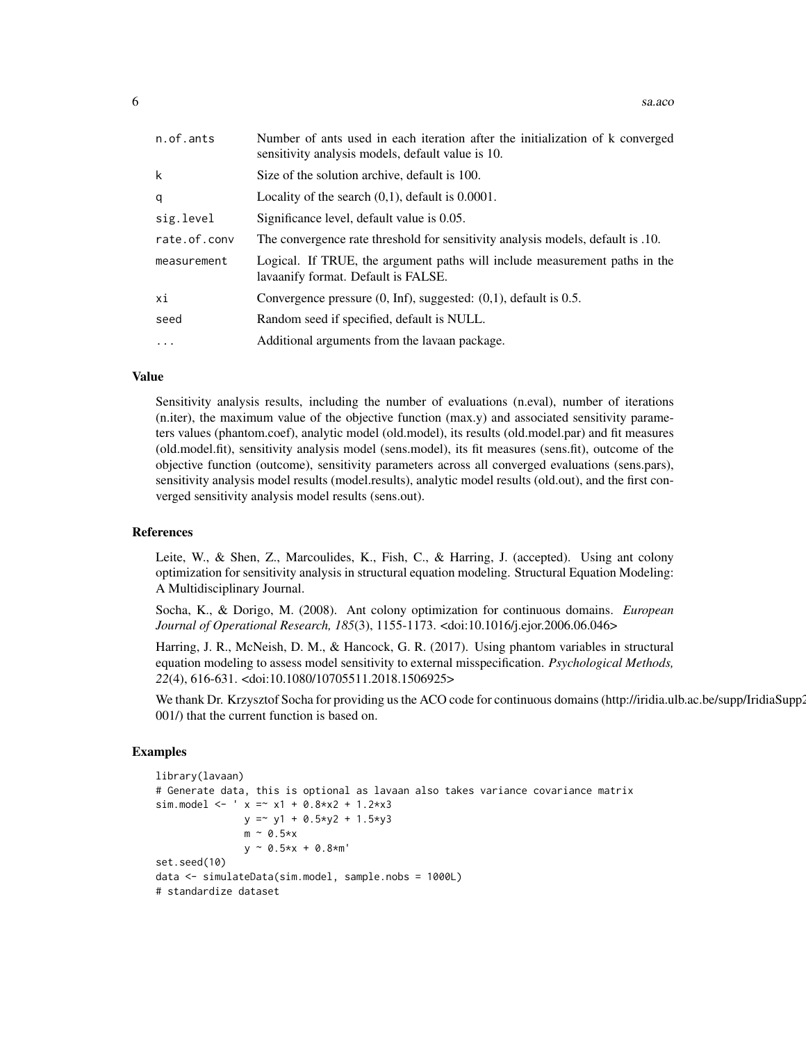| | |
|---|---|
| n.of.ants | Number of ants used in each iteration after the initialization of k converged sensitivity analysis models, default value is 10. |
| k | Size of the solution archive, default is 100. |
| q | Locality of the search (0,1), default is 0.0001. |
| sig.level | Significance level, default value is 0.05. |
| rate.of.conv | The convergence rate threshold for sensitivity analysis models, default is .10. |
| measurement | Logical. If TRUE, the argument paths will include measurement paths in the lavaanify format. Default is FALSE. |
| xi | Convergence pressure (0, Inf), suggested: (0,1), default is 0.5. |
| seed | Random seed if specified, default is NULL. |
| ... | Additional arguments from the lavaan package. |

### Value

Sensitivity analysis results, including the number of evaluations (n.eval), number of iterations (n.iter), the maximum value of the objective function (max.y) and associated sensitivity parameters values (phantom.coef), analytic model (old.model), its results (old.model.par) and fit measures (old.model.fit), sensitivity analysis model (sens.model), its fit measures (sens.fit), outcome of the objective function (outcome), sensitivity parameters across all converged evaluations (sens.pars), sensitivity analysis model results (model.results), analytic model results (old.out), and the first converged sensitivity analysis model results (sens.out).

### References

Leite, W., & Shen, Z., Marcoulides, K., Fish, C., & Harring, J. (accepted). Using ant colony optimization for sensitivity analysis in structural equation modeling. Structural Equation Modeling: A Multidisciplinary Journal.

Socha, K., & Dorigo, M. (2008). Ant colony optimization for continuous domains. *European Journal of Operational Research, 185*(3), 1155-1173. <doi:10.1016/j.ejor.2006.06.046>

Harring, J. R., McNeish, D. M., & Hancock, G. R. (2017). Using phantom variables in structural equation modeling to assess model sensitivity to external misspecification. *Psychological Methods, 22*(4), 616-631. <doi:10.1080/10705511.2018.1506925>

We thank Dr. Krzysztof Socha for providing us the ACO code for continuous domains (http://iridia.ulb.ac.be/supp/IridiaSupp2 001/) that the current function is based on.

### Examples

```
library(lavaan)
# Generate data, this is optional as lavaan also takes variance covariance matrix
sim.model <- ' x =~ x1 + 0.8*x2 + 1.2*x3
               y =~ y1 + 0.5*y2 + 1.5*y3
               m ~ 0.5*x
               y ~ 0.5*x + 0.8*m'
set.seed(10)
data <- simulateData(sim.model, sample.nobs = 1000L)
# standardize dataset
```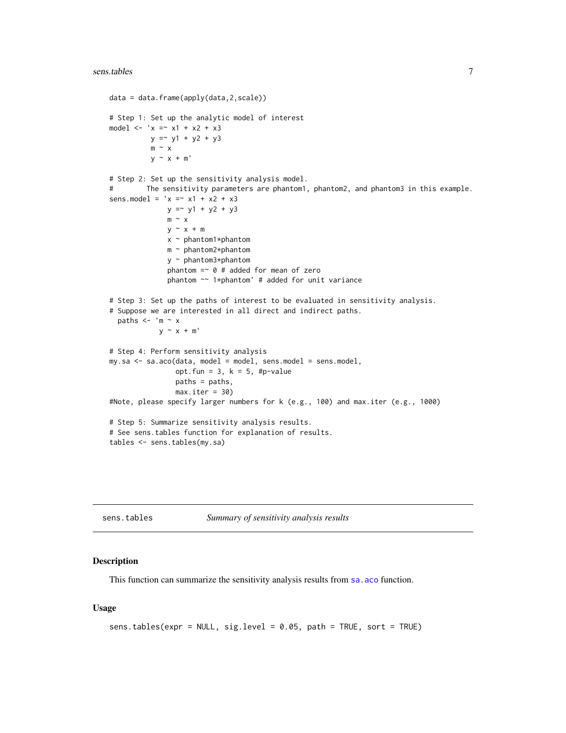```
data = data.frame(apply(data,2,scale))

# Step 1: Set up the analytic model of interest
model <- 'x =~ x1 + x2 + x3
          y =~ y1 + y2 + y3
          m ~ x
          y ~ x + m'

# Step 2: Set up the sensitivity analysis model.
#         The sensitivity parameters are phantom1, phantom2, and phantom3 in this example.
sens.model = 'x =~ x1 + x2 + x3
              y =~ y1 + y2 + y3
              m ~ x
              y ~ x + m
              x ~ phantom1*phantom
              m ~ phantom2*phantom
              y ~ phantom3*phantom
              phantom =~ 0 # added for mean of zero
              phantom ~~ 1*phantom' # added for unit variance

# Step 3: Set up the paths of interest to be evaluated in sensitivity analysis.
# Suppose we are interested in all direct and indirect paths.
  paths <- 'm ~ x
            y ~ x + m'

# Step 4: Perform sensitivity analysis
my.sa <- sa.aco(data, model = model, sens.model = sens.model,
                opt.fun = 3, k = 5, #p-value
                paths = paths,
                max.iter = 30)
#Note, please specify larger numbers for k (e.g., 100) and max.iter (e.g., 1000)

# Step 5: Summarize sensitivity analysis results.
# See sens.tables function for explanation of results.
tables <- sens.tables(my.sa)
```

## sens.tables — *Summary of sensitivity analysis results*

### Description

This function can summarize the sensitivity analysis results from sa.aco function.

### Usage

```
sens.tables(expr = NULL, sig.level = 0.05, path = TRUE, sort = TRUE)
```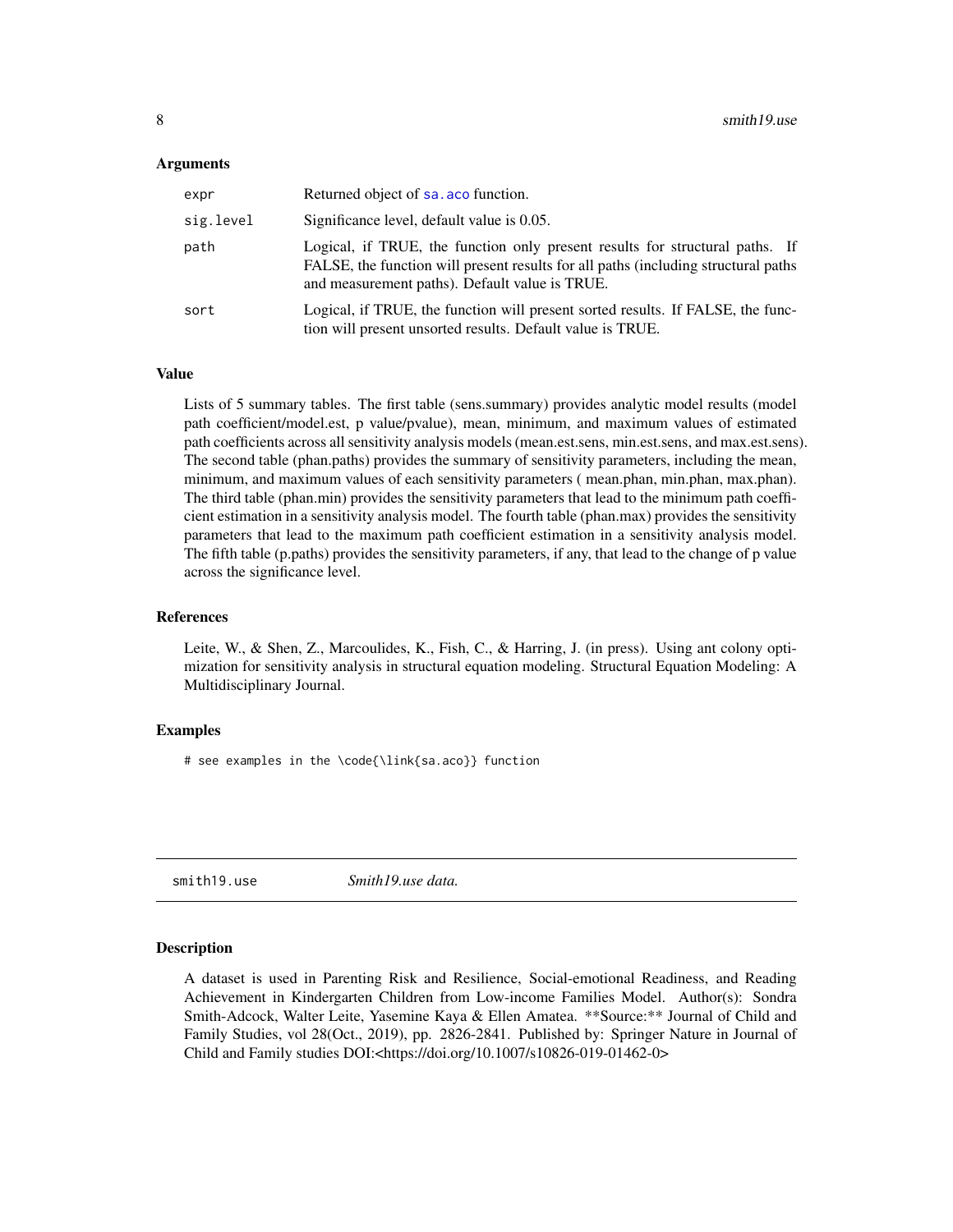### Arguments

| | |
|---|---|
| expr | Returned object of sa.aco function. |
| sig.level | Significance level, default value is 0.05. |
| path | Logical, if TRUE, the function only present results for structural paths. If FALSE, the function will present results for all paths (including structural paths and measurement paths). Default value is TRUE. |
| sort | Logical, if TRUE, the function will present sorted results. If FALSE, the function will present unsorted results. Default value is TRUE. |

### Value

Lists of 5 summary tables. The first table (sens.summary) provides analytic model results (model path coefficient/model.est, p value/pvalue), mean, minimum, and maximum values of estimated path coefficients across all sensitivity analysis models (mean.est.sens, min.est.sens, and max.est.sens). The second table (phan.paths) provides the summary of sensitivity parameters, including the mean, minimum, and maximum values of each sensitivity parameters ( mean.phan, min.phan, max.phan). The third table (phan.min) provides the sensitivity parameters that lead to the minimum path coefficient estimation in a sensitivity analysis model. The fourth table (phan.max) provides the sensitivity parameters that lead to the maximum path coefficient estimation in a sensitivity analysis model. The fifth table (p.paths) provides the sensitivity parameters, if any, that lead to the change of p value across the significance level.

### References

Leite, W., & Shen, Z., Marcoulides, K., Fish, C., & Harring, J. (in press). Using ant colony optimization for sensitivity analysis in structural equation modeling. Structural Equation Modeling: A Multidisciplinary Journal.

### Examples

```
# see examples in the \code{\link{sa.aco}} function
```

---

## smith19.use *Smith19.use data.*

### Description

A dataset is used in Parenting Risk and Resilience, Social-emotional Readiness, and Reading Achievement in Kindergarten Children from Low-income Families Model. Author(s): Sondra Smith-Adcock, Walter Leite, Yasemine Kaya & Ellen Amatea. **Source:** Journal of Child and Family Studies, vol 28(Oct., 2019), pp. 2826-2841. Published by: Springer Nature in Journal of Child and Family studies DOI:<https://doi.org/10.1007/s10826-019-01462-0>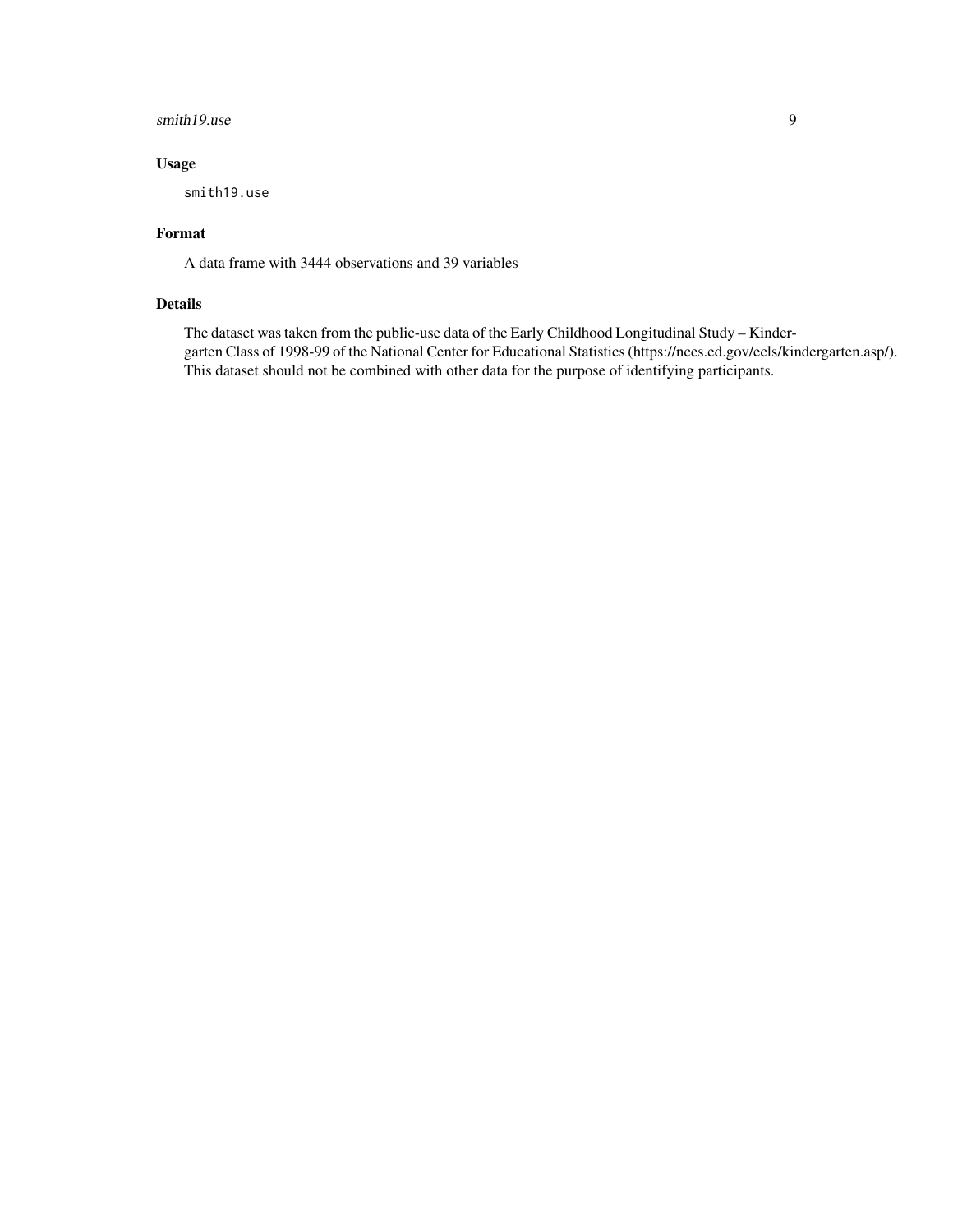## Usage

```
smith19.use
```

## Format

A data frame with 3444 observations and 39 variables

## Details

The dataset was taken from the public-use data of the Early Childhood Longitudinal Study – Kindergarten Class of 1998-99 of the National Center for Educational Statistics (https://nces.ed.gov/ecls/kindergarten.asp/). This dataset should not be combined with other data for the purpose of identifying participants.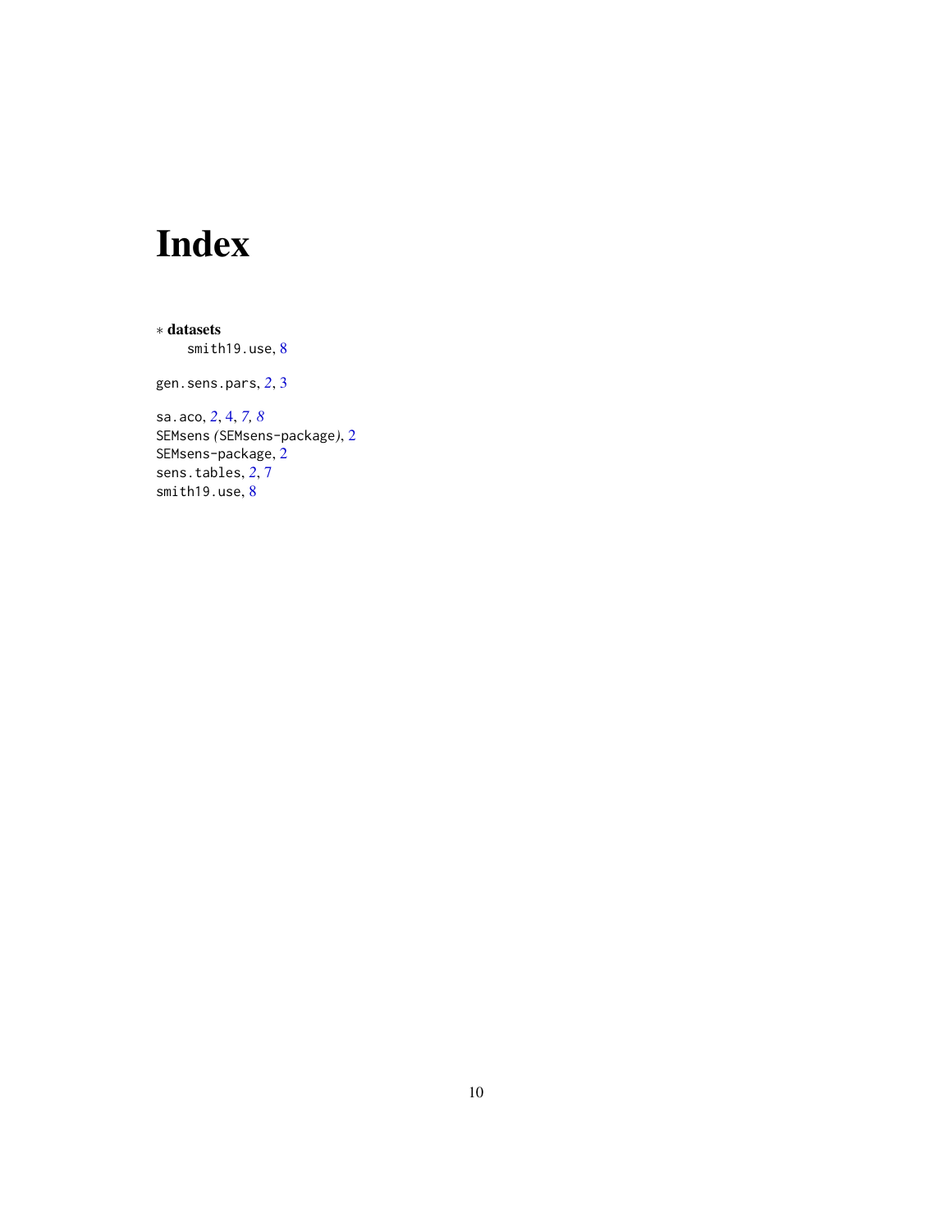# Index

∗ **datasets**
    smith19.use, 8

gen.sens.pars, *2*, 3

sa.aco, *2*, 4, *7, 8*
SEMsens *(*SEMsens-package*)*, 2
SEMsens-package, 2
sens.tables, *2*, 7
smith19.use, 8